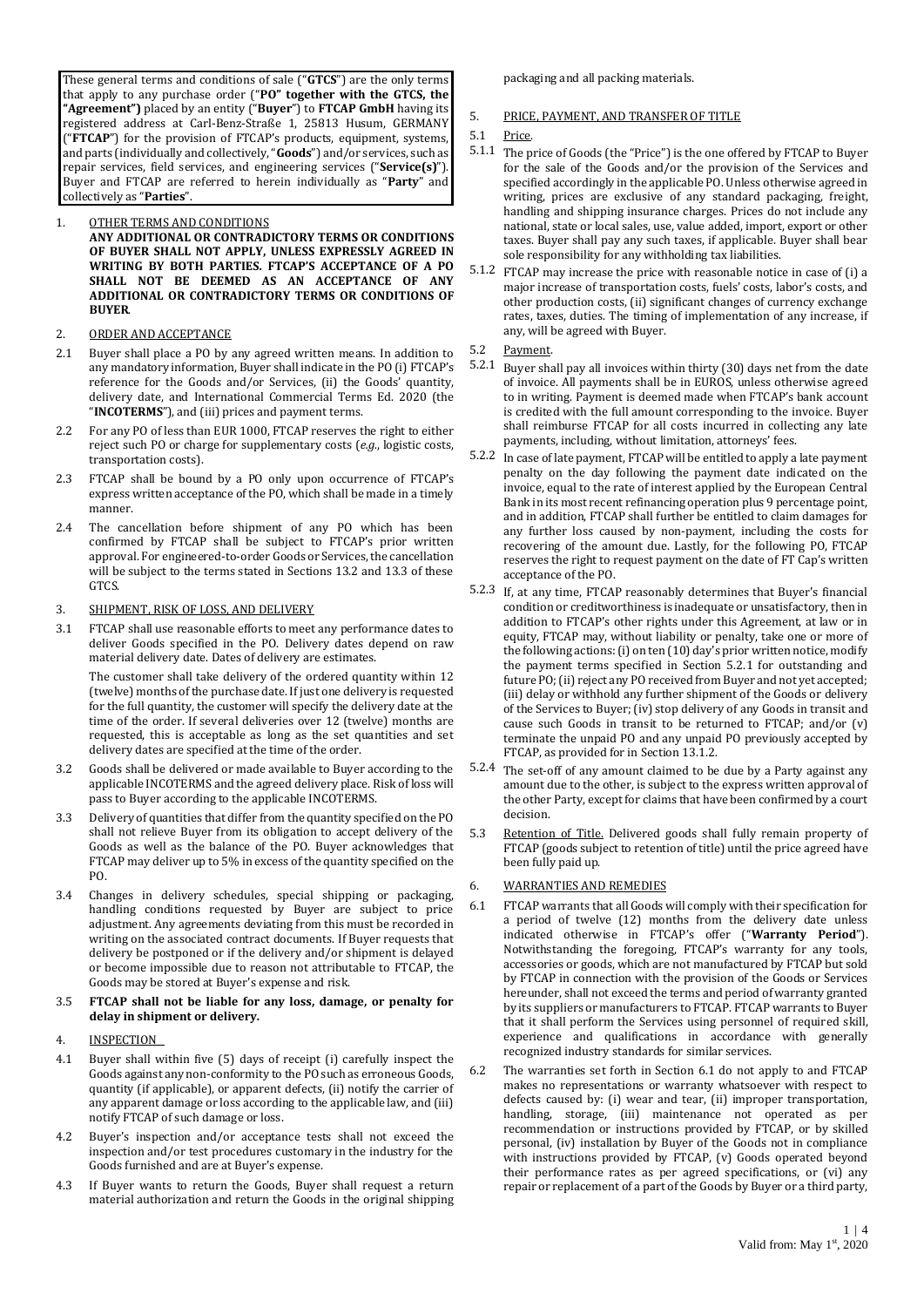These general terms and conditions of sale ("**GTCS**") are the only terms that apply to any purchase order ("**PO" together with the GTCS, the "Agreement")** placed by an entity ("**Buyer**") to **FTCAP GmbH** having its registered address at Carl-Benz-Straße 1, 25813 Husum, GERMANY ("**FTCAP**") for the provision of FTCAP's products, equipment, systems, and parts (individually and collectively, "**Goods**") and/or services, such as repair services, field services, and engineering services ("**Service(s)**"). Buyer and FTCAP are referred to herein individually as "**Party**" and collectively as "**Parties**".

1. OTHER TERMS AND CONDITIONS

**ANY ADDITIONAL OR CONTRADICTORY TERMS OR CONDITIONS OF BUYER SHALL NOT APPLY, UNLESS EXPRESSLY AGREED IN WRITING BY BOTH PARTIES. FTCAP'S ACCEPTANCE OF A PO SHALL NOT BE DEEMED AS AN ACCEPTANCE OF ANY ADDITIONAL OR CONTRADICTORY TERMS OR CONDITIONS OF BUYER.**

2. ORDER AND ACCEPTANCE

2.1 Buyer shall place a PO by any agreed written means. In addition to any mandatory information, Buyer shall indicate in the PO (i) FTCAP's reference for the Goods and/or Services, (ii) the Goods' quantity, delivery date, and International Commercial Terms Ed. 2020 (the "**INCOTERMS**"), and (iii) prices and payment terms.

2.2 For any PO of less than EUR 1000, FTCAP reserves the right to either reject such PO or charge for supplementary costs (*e.g.*, logistic costs, transportation costs).

2.3 FTCAP shall be bound by a PO only upon occurrence of FTCAP's express written acceptance of the PO, which shall be made in a timely manner.

2.4 The cancellation before shipment of any PO which has been confirmed by FTCAP shall be subject to FTCAP's prior written approval. For engineered-to-order Goods or Services, the cancellation will be subject to the terms stated in Sections 13.2 and 13.3 of these GTCS.

3. SHIPMENT, RISK OF LOSS, AND DELIVERY

3.1 FTCAP shall use reasonable efforts to meet any performance dates to deliver Goods specified in the PO. Delivery dates depend on raw material delivery date. Dates of delivery are estimates.

The customer shall take delivery of the ordered quantity within 12 (twelve) months of the purchase date. If just one delivery is requested for the full quantity, the customer will specify the delivery date at the time of the order. If several deliveries over 12 (twelve) months are requested, this is acceptable as long as the set quantities and set delivery dates are specified at the time of the order.

3.2 Goods shall be delivered or made available to Buyer according to the applicable INCOTERMS and the agreed delivery place. Risk of loss will pass to Buyer according to the applicable INCOTERMS.

3.3 Delivery of quantities that differ from the quantity specified on the PO shall not relieve Buyer from its obligation to accept delivery of the Goods as well as the balance of the PO. Buyer acknowledges that FTCAP may deliver up to 5% in excess of the quantity specified on the PO.

3.4 Changes in delivery schedules, special shipping or packaging, handling conditions requested by Buyer are subject to price adjustment. Any agreements deviating from this must be recorded in writing on the associated contract documents. If Buyer requests that delivery be postponed or if the delivery and/or shipment is delayed or become impossible due to reason not attributable to FTCAP, the Goods may be stored at Buyer's expense and risk.

3.5 **FTCAP shall not be liable for any loss, damage, or penalty for delay in shipment or delivery.**

4. INSPECTION

4.1 Buyer shall within five (5) days of receipt (i) carefully inspect the Goods against any non-conformity to the PO such as erroneous Goods, quantity (if applicable), or apparent defects, (ii) notify the carrier of any apparent damage or loss according to the applicable law, and (iii) notify FTCAP of such damage or loss.

4.2 Buyer's inspection and/or acceptance tests shall not exceed the inspection and/or test procedures customary in the industry for the Goods furnished and are at Buyer's expense.

4.3 If Buyer wants to return the Goods, Buyer shall request a return material authorization and return the Goods in the original shipping packaging and all packing materials.

5. PRICE, PAYMENT, AND TRANSFER OF TITLE

5.1 Price.

5.1.1 The price of Goods (the "Price") is the one offered by FTCAP to Buyer for the sale of the Goods and/or the provision of the Services and specified accordingly in the applicable PO. Unless otherwise agreed in writing, prices are exclusive of any standard packaging, freight, handling and shipping insurance charges. Prices do not include any national, state or local sales, use, value added, import, export or other taxes. Buyer shall pay any such taxes, if applicable. Buyer shall bear sole responsibility for any withholding tax liabilities.

5.1.2 FTCAP may increase the price with reasonable notice in case of (i) a major increase of transportation costs, fuels' costs, labor's costs, and other production costs, (ii) significant changes of currency exchange rates, taxes, duties. The timing of implementation of any increase, if any, will be agreed with Buyer.

5.2 Payment.

5.2.1 Buyer shall pay all invoices within thirty (30) days net from the date of invoice. All payments shall be in EUROS, unless otherwise agreed to in writing. Payment is deemed made when FTCAP's bank account is credited with the full amount corresponding to the invoice. Buyer shall reimburse FTCAP for all costs incurred in collecting any late payments, including, without limitation, attorneys' fees.

5.2.2 In case of late payment, FTCAP will be entitled to apply a late payment penalty on the day following the payment date indicated on the invoice, equal to the rate of interest applied by the European Central Bank in its most recent refinancing operation plus 9 percentage point, and in addition, FTCAP shall further be entitled to claim damages for any further loss caused by non-payment, including the costs for recovering of the amount due. Lastly, for the following PO, FTCAP reserves the right to request payment on the date of FT Cap's written acceptance of the PO.

5.2.3 If, at any time, FTCAP reasonably determines that Buyer's financial condition or creditworthiness is inadequate or unsatisfactory, then in addition to FTCAP's other rights under this Agreement, at law or in equity, FTCAP may, without liability or penalty, take one or more of the following actions: (i) on ten (10) day's prior written notice, modify the payment terms specified in Section 5.2.1 for outstanding and future PO; (ii) reject any PO received from Buyer and not yet accepted; (iii) delay or withhold any further shipment of the Goods or delivery of the Services to Buyer; (iv) stop delivery of any Goods in transit and cause such Goods in transit to be returned to FTCAP; and/or (v) terminate the unpaid PO and any unpaid PO previously accepted by FTCAP, as provided for in Section 13.1.2.

5.2.4 The set-off of any amount claimed to be due by a Party against any amount due to the other, is subject to the express written approval of the other Party, except for claims that have been confirmed by a court decision.

5.3 Retention of Title. Delivered goods shall fully remain property of FTCAP (goods subject to retention of title) until the price agreed have been fully paid up.

6. WARRANTIES AND REMEDIES

6.1 FTCAP warrants that all Goods will comply with their specification for a period of twelve (12) months from the delivery date unless indicated otherwise in FTCAP's offer ("**Warranty Period**"). Notwithstanding the foregoing, FTCAP's warranty for any tools, accessories or goods, which are not manufactured by FTCAP but sold by FTCAP in connection with the provision of the Goods or Services hereunder, shall not exceed the terms and period of warranty granted by its suppliers or manufacturers to FTCAP. FTCAP warrants to Buyer that it shall perform the Services using personnel of required skill, experience and qualifications in accordance with generally recognized industry standards for similar services.

6.2 The warranties set forth in Section 6.1 do not apply to and FTCAP makes no representations or warranty whatsoever with respect to defects caused by: (i) wear and tear, (ii) improper transportation, handling, storage, (iii) maintenance not operated as per recommendation or instructions provided by FTCAP, or by skilled personal, (iv) installation by Buyer of the Goods not in compliance with instructions provided by FTCAP, (v) Goods operated beyond their performance rates as per agreed specifications, or (vi) any repair or replacement of a part of the Goods by Buyer or a third party,

Valid from: May 1st, 2020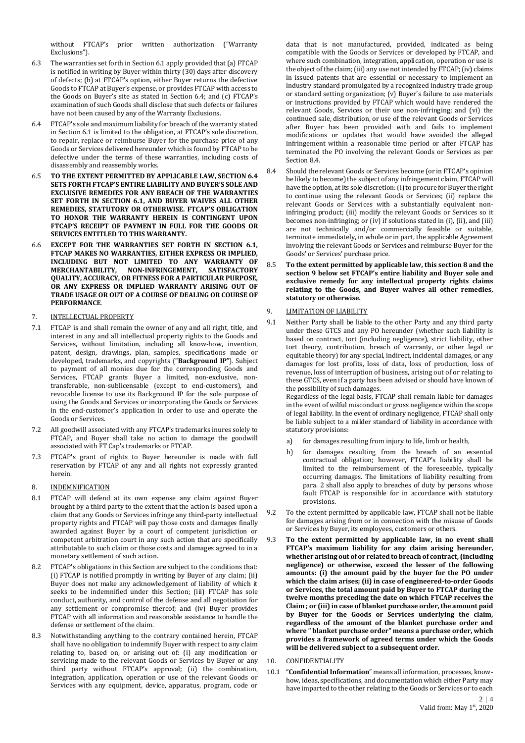without FTCAP's prior written authorization ("Warranty Exclusions").

6.3 The warranties set forth in Section 6.1 apply provided that (a) FTCAP is notified in writing by Buyer within thirty (30) days after discovery of defects; (b) at FTCAP's option, either Buyer returns the defective Goods to FTCAP at Buyer's expense, or provides FTCAP with access to the Goods on Buyer's site as stated in Section 6.4; and (c) FTCAP's examination of such Goods shall disclose that such defects or failures have not been caused by any of the Warranty Exclusions.

6.4 FTCAP's sole and maximum liability for breach of the warranty stated in Section 6.1 is limited to the obligation, at FTCAP's sole discretion, to repair, replace or reimburse Buyer for the purchase price of any Goods or Services delivered hereunder which is found by FTCAP to be defective under the terms of these warranties, including costs of disassembly and reassembly works.

6.5 **TO THE EXTENT PERMITTED BY APPLICABLE LAW, SECTION 6.4 SETS FORTH FTCAP'S ENTIRE LIABILITY AND BUYER'S SOLE AND EXCLUSIVE REMEDIES FOR ANY BREACH OF THE WARRANTIES SET FORTH IN SECTION 6.1, AND BUYER WAIVES ALL OTHER REMEDIES, STATUTORY OR OTHERWISE. FTCAP'S OBLIGATION TO HONOR THE WARRANTY HEREIN IS CONTINGENT UPON FTCAP'S RECEIPT OF PAYMENT IN FULL FOR THE GOODS OR SERVICES ENTITLED TO THIS WARRANTY.**

6.6 **EXCEPT FOR THE WARRANTIES SET FORTH IN SECTION 6.1, FTCAP MAKES NO WARRANTIES, EITHER EXPRESS OR IMPLIED, INCLUDING BUT NOT LIMITED TO ANY WARRANTY OF MERCHANTABILITY, NON-INFRINGEMENT, SATISFACTORY QUALITY, ACCURACY, OR FITNESS FOR A PARTICULAR PURPOSE, OR ANY EXPRESS OR IMPLIED WARRANTY ARISING OUT OF TRADE USAGE OR OUT OF A COURSE OF DEALING OR COURSE OF PERFORMANCE**.

## 7. INTELLECTUAL PROPERTY

7.1 FTCAP is and shall remain the owner of any and all right, title, and interest in any and all intellectual property rights to the Goods and Services, without limitation, including all know-how, invention, patent, design, drawings, plan, samples, specifications made or developed, trademarks, and copyrights ("**Background IP**"). Subject to payment of all monies due for the corresponding Goods and Services, FTCAP grants Buyer a limited, non-exclusive, non-transferable, non-sublicensable (except to end-customers), and revocable license to use its Background IP for the sole purpose of using the Goods and Services or incorporating the Goods or Services in the end-customer's application in order to use and operate the Goods or Services.

7.2 All goodwill associated with any FTCAP's trademarks inures solely to FTCAP, and Buyer shall take no action to damage the goodwill associated with FT Cap's trademarks or FTCAP.

7.3 FTCAP's grant of rights to Buyer hereunder is made with full reservation by FTCAP of any and all rights not expressly granted herein.

## 8. INDEMNIFICATION

8.1 FTCAP will defend at its own expense any claim against Buyer brought by a third party to the extent that the action is based upon a claim that any Goods or Services infringe any third-party intellectual property rights and FTCAP will pay those costs and damages finally awarded against Buyer by a court of competent jurisdiction or competent arbitration court in any such action that are specifically attributable to such claim or those costs and damages agreed to in a monetary settlement of such action.

8.2 FTCAP's obligations in this Section are subject to the conditions that: (i) FTCAP is notified promptly in writing by Buyer of any claim; (ii) Buyer does not make any acknowledgement of liability of which it seeks to be indemnified under this Section; (iii) FTCAP has sole conduct, authority, and control of the defense and all negotiation for any settlement or compromise thereof; and (iv) Buyer provides FTCAP with all information and reasonable assistance to handle the defense or settlement of the claim.

8.3 Notwithstanding anything to the contrary contained herein, FTCAP shall have no obligation to indemnify Buyer with respect to any claim relating to, based on, or arising out of: (i) any modification or servicing made to the relevant Goods or Services by Buyer or any third party without FTCAP's approval; (ii) the combination, integration, application, operation or use of the relevant Goods or Services with any equipment, device, apparatus, program, code or data that is not manufactured, provided, indicated as being compatible with the Goods or Services or developed by FTCAP, and where such combination, integration, application, operation or use is the object of the claim; (iii) any use not intended by FTCAP; (iv) claims in issued patents that are essential or necessary to implement an industry standard promulgated by a recognized industry trade group or standard setting organization; (v) Buyer's failure to use materials or instructions provided by FTCAP which would have rendered the relevant Goods, Services or their use non-infringing; and (vi) the continued sale, distribution, or use of the relevant Goods or Services after Buyer has been provided with and fails to implement modifications or updates that would have avoided the alleged infringement within a reasonable time period or after FTCAP has terminated the PO involving the relevant Goods or Services as per Section 8.4.

8.4 Should the relevant Goods or Services become (or in FTCAP's opinion be likely to become) the subject of any infringement claim, FTCAP will have the option, at its sole discretion: (i) to procure for Buyer the right to continue using the relevant Goods or Services; (ii) replace the relevant Goods or Services with a substantially equivalent non-infringing product; (iii) modify the relevant Goods or Services so it becomes non-infringing; or (iv) if solutions stated in (i), (ii), and (iii) are not technically and/or commercially feasible or suitable, terminate immediately, in whole or in part, the applicable Agreement involving the relevant Goods or Services and reimburse Buyer for the Goods' or Services' purchase price.

8.5 **To the extent permitted by applicable law, this section 8 and the section 9 below set FTCAP's entire liability and Buyer sole and exclusive remedy for any intellectual property rights claims relating to the Goods, and Buyer waives all other remedies, statutory or otherwise.**

## 9. LIMITATION OF LIABILITY

9.1 Neither Party shall be liable to the other Party and any third party under these GTCS and any PO hereunder (whether such liability is based on contract, tort (including negligence), strict liability, other tort theory, contribution, breach of warranty, or other legal or equitable theory) for any special, indirect, incidental damages, or any damages for lost profits, loss of data, loss of production, loss of revenue, loss of interruption of business, arising out of or relating to these GTCS, even if a party has been advised or should have known of the possibility of such damages.

Regardless of the legal basis, FTCAP shall remain liable for damages in the event of wilful misconduct or gross negligence within the scope of legal liability. In the event of ordinary negligence, FTCAP shall only be liable subject to a milder standard of liability in accordance with statutory provisions:

a) for damages resulting from injury to life, limb or health,

b) for damages resulting from the breach of an essential contractual obligation; however, FTCAP's liability shall be limited to the reimbursement of the foreseeable, typically occurring damages. The limitations of liability resulting from para. 2 shall also apply to breaches of duty by persons whose fault FTCAP is responsible for in accordance with statutory provisions.

9.2 To the extent permitted by applicable law, FTCAP shall not be liable for damages arising from or in connection with the misuse of Goods or Services by Buyer, its employees, customers or others.

9.3 **To the extent permitted by applicable law, in no event shall FTCAP's maximum liability for any claim arising hereunder, whether arising out of or related to breach of contract, (including negligence) or otherwise, exceed the lesser of the following amounts: (i) the amount paid by the buyer for the PO under which the claim arises; (ii) in case of engineered-to-order Goods or Services, the total amount paid by Buyer to FTCAP during the twelve months preceding the date on which FTCAP receives the Claim ; or (iii) in case of blanket purchase order, the amount paid by Buyer for the Goods or Services underlying the claim, regardless of the amount of the blanket purchase order and where " blanket purchase order" means a purchase order, which provides a framework of agreed terms under which the Goods will be delivered subject to a subsequent order.**

## 10. CONFIDENTIALITY

10.1 "**Confidential Information**" means all information, processes, know-how, ideas, specifications, and documentation which either Party may have imparted to the other relating to the Goods or Services or to each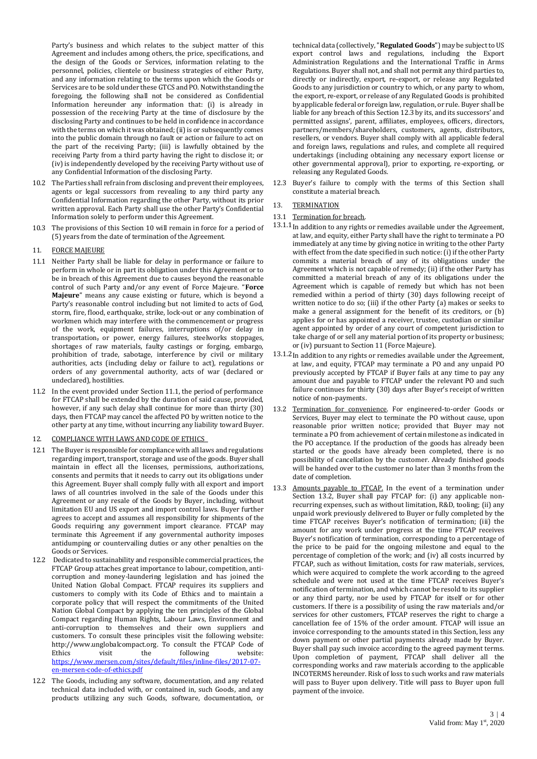Party's business and which relates to the subject matter of this Agreement and includes among others, the price, specifications, and the design of the Goods or Services, information relating to the personnel, policies, clientele or business strategies of either Party, and any information relating to the terms upon which the Goods or Services are to be sold under these GTCS and PO. Notwithstanding the foregoing, the following shall not be considered as Confidential Information hereunder any information that: (i) is already in possession of the receiving Party at the time of disclosure by the disclosing Party and continues to be held in confidence in accordance with the terms on which it was obtained; (ii) is or subsequently comes into the public domain through no fault or action or failure to act on the part of the receiving Party; (iii) is lawfully obtained by the receiving Party from a third party having the right to disclose it; or (iv) is independently developed by the receiving Party without use of any Confidential Information of the disclosing Party.

10.2 The Parties shall refrain from disclosing and prevent their employees, agents or legal successors from revealing to any third party any Confidential Information regarding the other Party, without its prior written approval. Each Party shall use the other Party's Confidential Information solely to perform under this Agreement.

10.3 The provisions of this Section 10 will remain in force for a period of (5) years from the date of termination of the Agreement.

11. <u>FORCE MAJEURE</u>

11.1 Neither Party shall be liable for delay in performance or failure to perform in whole or in part its obligation under this Agreement or to be in breach of this Agreement due to causes beyond the reasonable control of such Party and/or any event of Force Majeure. "**Force Majeure**" means any cause existing or future, which is beyond a Party's reasonable control including but not limited to acts of God, storm, fire, flood, earthquake, strike, lock-out or any combination of workmen which may interfere with the commencement or progress of the work, equipment failures, interruptions of/or delay in transportation, or power, energy failures, steelworks stoppages, shortages of raw materials, faulty castings or forging, embargo, prohibition of trade, sabotage, interference by civil or military authorities, acts (including delay or failure to act), regulations or orders of any governmental authority, acts of war (declared or undeclared), hostilities.

11.2 In the event provided under Section 11.1, the period of performance for FTCAP shall be extended by the duration of said cause, provided, however, if any such delay shall continue for more than thirty (30) days, then FTCAP may cancel the affected PO by written notice to the other party at any time, without incurring any liability toward Buyer.

12. <u>COMPLIANCE WITH LAWS AND CODE OF ETHICS</u>

12.1 The Buyer is responsible for compliance with all laws and regulations regarding import, transport, storage and use of the goods. Buyer shall maintain in effect all the licenses, permissions, authorizations, consents and permits that it needs to carry out its obligations under this Agreement. Buyer shall comply fully with all export and import laws of all countries involved in the sale of the Goods under this Agreement or any resale of the Goods by Buyer, including, without limitation EU and US export and import control laws. Buyer further agrees to accept and assumes all responsibility for shipments of the Goods requiring any government import clearance. FTCAP may terminate this Agreement if any governmental authority imposes antidumping or countervailing duties or any other penalties on the Goods or Services.

12.2 Dedicated to sustainability and responsible commercial practices, the FTCAP Group attaches great importance to labour, competition, anti-corruption and money-laundering legislation and has joined the United Nation Global Compact. FTCAP requires its suppliers and customers to comply with its Code of Ethics and to maintain a corporate policy that will respect the commitments of the United Nation Global Compact by applying the ten principles of the Global Compact regarding Human Rights, Labour Laws, Environment and anti-corruption to themselves and their own suppliers and customers. To consult these principles visit the following website: http://www.unglobalcompact.org. To consult the FTCAP Code of Ethics visit the following website: https://www.mersen.com/sites/default/files/inline-files/2017-07-en-mersen-code-of-ethics.pdf

12.2 The Goods, including any software, documentation, and any related technical data included with, or contained in, such Goods, and any products utilizing any such Goods, software, documentation, or technical data (collectively, "**Regulated Goods**") may be subject to US export control laws and regulations, including the Export Administration Regulations and the International Traffic in Arms Regulations. Buyer shall not, and shall not permit any third parties to, directly or indirectly, export, re-export, or release any Regulated Goods to any jurisdiction or country to which, or any party to whom, the export, re-export, or release of any Regulated Goods is prohibited by applicable federal or foreign law, regulation, or rule. Buyer shall be liable for any breach of this Section 12.3 by its, and its successors' and permitted assigns', parent, affiliates, employees, officers, directors, partners/members/shareholders, customers, agents, distributors, resellers, or vendors. Buyer shall comply with all applicable federal and foreign laws, regulations and rules, and complete all required undertakings (including obtaining any necessary export license or other governmental approval), prior to exporting, re-exporting, or releasing any Regulated Goods.

12.3 Buyer's failure to comply with the terms of this Section shall constitute a material breach.

13. <u>TERMINATION</u>

13.1 <u>Termination for breach.</u>

13.1.1 In addition to any rights or remedies available under the Agreement, at law, and equity, either Party shall have the right to terminate a PO immediately at any time by giving notice in writing to the other Party with effect from the date specified in such notice: (i) if the other Party commits a material breach of any of its obligations under the Agreement which is not capable of remedy; (ii) if the other Party has committed a material breach of any of its obligations under the Agreement which is capable of remedy but which has not been remedied within a period of thirty (30) days following receipt of written notice to do so; (iii) if the other Party (a) makes or seeks to make a general assignment for the benefit of its creditors, or (b) applies for or has appointed a receiver, trustee, custodian or similar agent appointed by order of any court of competent jurisdiction to take charge of or sell any material portion of its property or business; or (iv) pursuant to Section 11 (Force Majeure).

13.1.2 In addition to any rights or remedies available under the Agreement, at law, and equity, FTCAP may terminate a PO and any unpaid PO previously accepted by FTCAP if Buyer fails at any time to pay any amount due and payable to FTCAP under the relevant PO and such failure continues for thirty (30) days after Buyer's receipt of written notice of non-payments.

13.2 <u>Termination for convenience</u>. For engineered-to-order Goods or Services, Buyer may elect to terminate the PO without cause, upon reasonable prior written notice; provided that Buyer may not terminate a PO from achievement of certain milestone as indicated in the PO acceptance. If the production of the goods has already been started or the goods have already been completed, there is no possibility of cancellation by the customer. Already finished goods will be handed over to the customer no later than 3 months from the date of completion.

13.3 <u>Amounts payable to FTCAP.</u> In the event of a termination under Section 13.2, Buyer shall pay FTCAP for: (i) any applicable non-recurring expenses, such as without limitation, R&D, tooling; (ii) any unpaid work previously delivered to Buyer or fully completed by the time FTCAP receives Buyer's notification of termination; (iii) the amount for any work under progress at the time FTCAP receives Buyer's notification of termination, corresponding to a percentage of the price to be paid for the ongoing milestone and equal to the percentage of completion of the work; and (iv) all costs incurred by FTCAP, such as without limitation, costs for raw materials, services, which were acquired to complete the work according to the agreed schedule and were not used at the time FTCAP receives Buyer's notification of termination, and which cannot be resold to its supplier or any third party, nor be used by FTCAP for itself or for other customers. If there is a possibility of using the raw materials and/or services for other customers, FTCAP reserves the right to charge a cancellation fee of 15% of the order amount. FTCAP will issue an invoice corresponding to the amounts stated in this Section, less any down payment or other partial payments already made by Buyer. Buyer shall pay such invoice according to the agreed payment terms. Upon completion of payment, FTCAP shall deliver all the corresponding works and raw materials according to the applicable INCOTERMS hereunder. Risk of loss to such works and raw materials will pass to Buyer upon delivery. Title will pass to Buyer upon full payment of the invoice.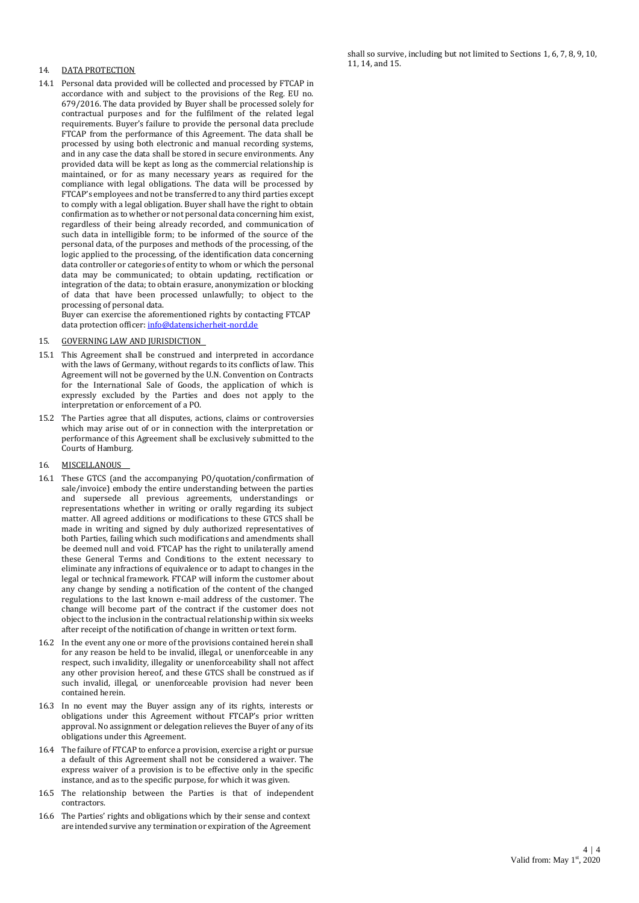## 14. DATA PROTECTION

14.1 Personal data provided will be collected and processed by FTCAP in accordance with and subject to the provisions of the Reg. EU no. 679/2016. The data provided by Buyer shall be processed solely for contractual purposes and for the fulfilment of the related legal requirements. Buyer's failure to provide the personal data preclude FTCAP from the performance of this Agreement. The data shall be processed by using both electronic and manual recording systems, and in any case the data shall be stored in secure environments. Any provided data will be kept as long as the commercial relationship is maintained, or for as many necessary years as required for the compliance with legal obligations. The data will be processed by FTCAP's employees and not be transferred to any third parties except to comply with a legal obligation. Buyer shall have the right to obtain confirmation as to whether or not personal data concerning him exist, regardless of their being already recorded, and communication of such data in intelligible form; to be informed of the source of the personal data, of the purposes and methods of the processing, of the logic applied to the processing, of the identification data concerning data controller or categories of entity to whom or which the personal data may be communicated; to obtain updating, rectification or integration of the data; to obtain erasure, anonymization or blocking of data that have been processed unlawfully; to object to the processing of personal data.

Buyer can exercise the aforementioned rights by contacting FTCAP data protection officer: info@datensicherheit-nord.de

## 15. GOVERNING LAW AND JURISDICTION

15.1 This Agreement shall be construed and interpreted in accordance with the laws of Germany, without regards to its conflicts of law. This Agreement will not be governed by the U.N. Convention on Contracts for the International Sale of Goods, the application of which is expressly excluded by the Parties and does not apply to the interpretation or enforcement of a PO.

15.2 The Parties agree that all disputes, actions, claims or controversies which may arise out of or in connection with the interpretation or performance of this Agreement shall be exclusively submitted to the Courts of Hamburg.

## 16. MISCELLANOUS

16.1 These GTCS (and the accompanying PO/quotation/confirmation of sale/invoice) embody the entire understanding between the parties and supersede all previous agreements, understandings or representations whether in writing or orally regarding its subject matter. All agreed additions or modifications to these GTCS shall be made in writing and signed by duly authorized representatives of both Parties, failing which such modifications and amendments shall be deemed null and void. FTCAP has the right to unilaterally amend these General Terms and Conditions to the extent necessary to eliminate any infractions of equivalence or to adapt to changes in the legal or technical framework. FTCAP will inform the customer about any change by sending a notification of the content of the changed regulations to the last known e-mail address of the customer. The change will become part of the contract if the customer does not object to the inclusion in the contractual relationship within six weeks after receipt of the notification of change in written or text form.

16.2 In the event any one or more of the provisions contained herein shall for any reason be held to be invalid, illegal, or unenforceable in any respect, such invalidity, illegality or unenforceability shall not affect any other provision hereof, and these GTCS shall be construed as if such invalid, illegal, or unenforceable provision had never been contained herein.

16.3 In no event may the Buyer assign any of its rights, interests or obligations under this Agreement without FTCAP's prior written approval. No assignment or delegation relieves the Buyer of any of its obligations under this Agreement.

16.4 The failure of FTCAP to enforce a provision, exercise a right or pursue a default of this Agreement shall not be considered a waiver. The express waiver of a provision is to be effective only in the specific instance, and as to the specific purpose, for which it was given.

16.5 The relationship between the Parties is that of independent contractors.

16.6 The Parties' rights and obligations which by their sense and context are intended survive any termination or expiration of the Agreement shall so survive, including but not limited to Sections 1, 6, 7, 8, 9, 10, 11, 14, and 15.

Valid from: May 1st, 2020